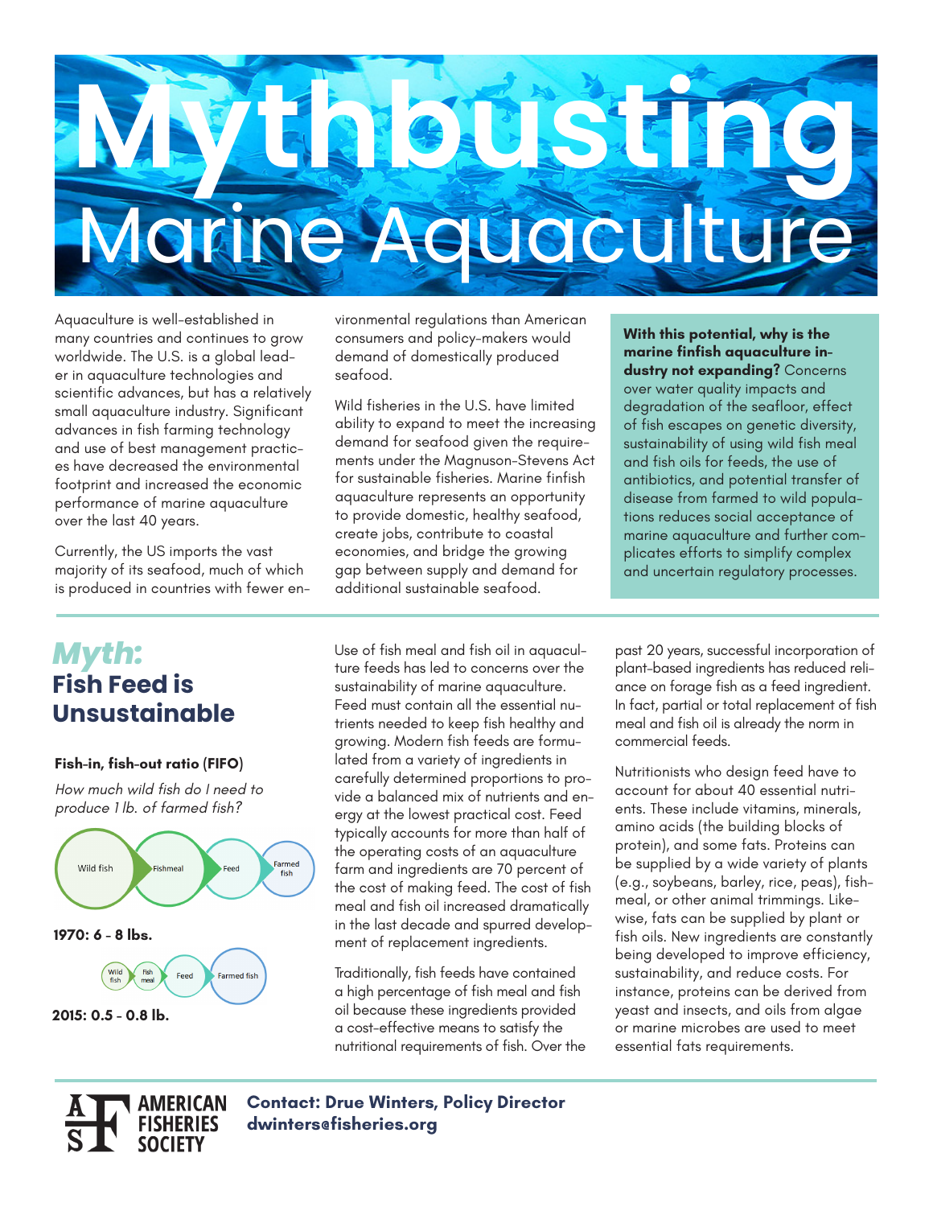# Mythbusting Marine Aquaculture

Aquaculture is well-established in many countries and continues to grow worldwide. The U.S. is a global leader in aquaculture technologies and scientific advances, but has a relatively small aquaculture industry. Significant advances in fish farming technology and use of best management practices have decreased the environmental footprint and increased the economic performance of marine aquaculture over the last 40 years.

Currently, the US imports the vast majority of its seafood, much of which is produced in countries with fewer environmental regulations than American consumers and policy-makers would demand of domestically produced seafood.

Wild fisheries in the U.S. have limited ability to expand to meet the increasing demand for seafood given the requirements under the Magnuson-Stevens Act for sustainable fisheries. Marine finfish aquaculture represents an opportunity to provide domestic, healthy seafood, create jobs, contribute to coastal economies, and bridge the growing gap between supply and demand for additional sustainable seafood.

**With this potential, why is the marine finfish aquaculture industry not expanding?** Concerns over water quality impacts and degradation of the seafloor, effect of fish escapes on genetic diversity, sustainability of using wild fish meal and fish oils for feeds, the use of antibiotics, and potential transfer of disease from farmed to wild populations reduces social acceptance of marine aquaculture and further complicates efforts to simplify complex and uncertain regulatory processes.

## *Myth:* Fish Feed is Unsustainable

**Fish-in, fish-out ratio (FIFO)**

*How much wild fish do I need to produce 1 lb. of farmed fish?*

Wild fish → Fishmeal → Feed → Farmed fish

**1970: 6 - 8 lbs.**

Wild fish → Fish meal → Feed → Farmed fish

**2015: 0.5 - 0.8 lb.**

Use of fish meal and fish oil in aquaculture feeds has led to concerns over the sustainability of marine aquaculture. Feed must contain all the essential nutrients needed to keep fish healthy and growing. Modern fish feeds are formulated from a variety of ingredients in carefully determined proportions to provide a balanced mix of nutrients and energy at the lowest practical cost. Feed typically accounts for more than half of the operating costs of an aquaculture farm and ingredients are 70 percent of the cost of making feed. The cost of fish meal and fish oil increased dramatically in the last decade and spurred development of replacement ingredients.

Traditionally, fish feeds have contained a high percentage of fish meal and fish oil because these ingredients provided a cost-effective means to satisfy the nutritional requirements of fish. Over the past 20 years, successful incorporation of plant-based ingredients has reduced reliance on forage fish as a feed ingredient. In fact, partial or total replacement of fish meal and fish oil is already the norm in commercial feeds.

Nutritionists who design feed have to account for about 40 essential nutrients. These include vitamins, minerals, amino acids (the building blocks of protein), and some fats. Proteins can be supplied by a wide variety of plants (e.g., soybeans, barley, rice, peas), fishmeal, or other animal trimmings. Likewise, fats can be supplied by plant or fish oils. New ingredients are constantly being developed to improve efficiency, sustainability, and reduce costs. For instance, proteins can be derived from yeast and insects, and oils from algae or marine microbes are used to meet essential fats requirements.

AMERICAN FISHERIES SOCIETY

**Contact: Drue Winters, Policy Director**
**dwinters@fisheries.org**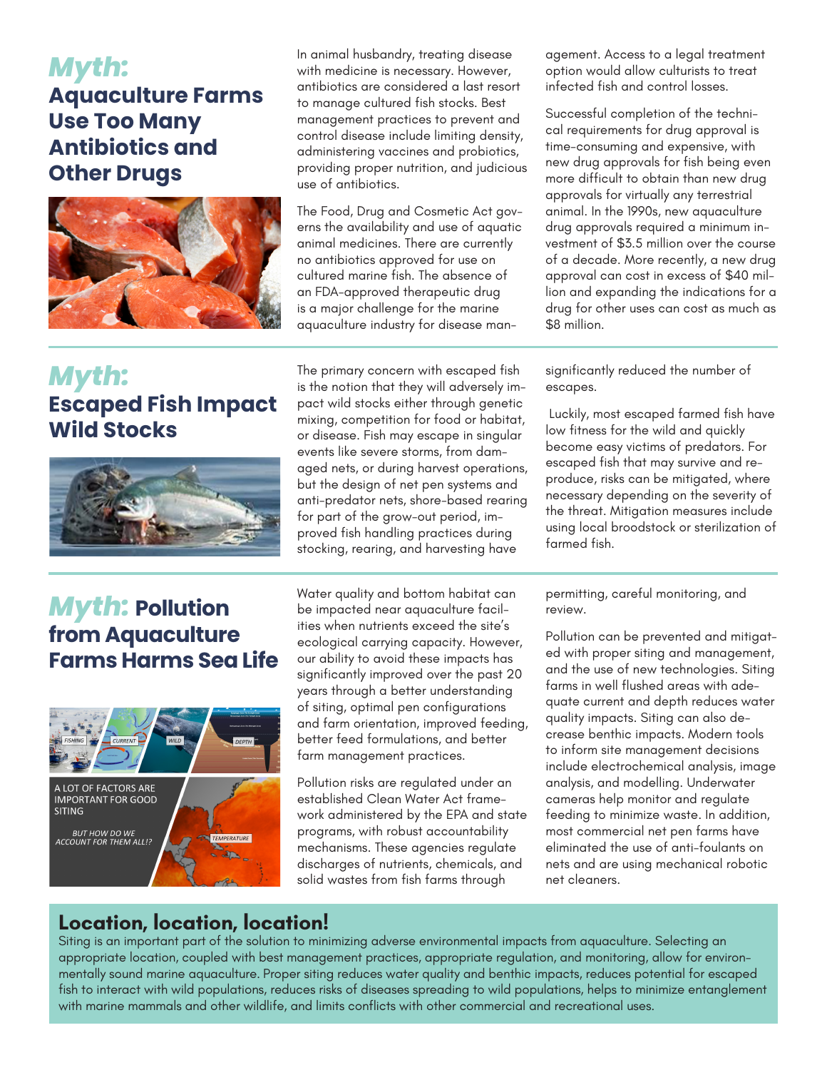## *Myth:* Aquaculture Farms Use Too Many Antibiotics and Other Drugs

In animal husbandry, treating disease with medicine is necessary. However, antibiotics are considered a last resort to manage cultured fish stocks. Best management practices to prevent and control disease include limiting density, administering vaccines and probiotics, providing proper nutrition, and judicious use of antibiotics.

The Food, Drug and Cosmetic Act governs the availability and use of aquatic animal medicines. There are currently no antibiotics approved for use on cultured marine fish. The absence of an FDA-approved therapeutic drug is a major challenge for the marine aquaculture industry for disease management. Access to a legal treatment option would allow culturists to treat infected fish and control losses.

Successful completion of the technical requirements for drug approval is time-consuming and expensive, with new drug approvals for fish being even more difficult to obtain than new drug approvals for virtually any terrestrial animal. In the 1990s, new aquaculture drug approvals required a minimum investment of $3.5 million over the course of a decade. More recently, a new drug approval can cost in excess of $40 million and expanding the indications for a drug for other uses can cost as much as $8 million.

## *Myth:* Escaped Fish Impact Wild Stocks

The primary concern with escaped fish is the notion that they will adversely impact wild stocks either through genetic mixing, competition for food or habitat, or disease. Fish may escape in singular events like severe storms, from damaged nets, or during harvest operations, but the design of net pen systems and anti-predator nets, shore-based rearing for part of the grow-out period, improved fish handling practices during stocking, rearing, and harvesting have significantly reduced the number of escapes.

Luckily, most escaped farmed fish have low fitness for the wild and quickly become easy victims of predators. For escaped fish that may survive and reproduce, risks can be mitigated, where necessary depending on the severity of the threat. Mitigation measures include using local broodstock or sterilization of farmed fish.

## *Myth:* Pollution from Aquaculture Farms Harms Sea Life

FISHING
CURRENT
WILD
DEPTH
A LOT OF FACTORS ARE IMPORTANT FOR GOOD SITING
BUT HOW DO WE ACCOUNT FOR THEM ALL!?
TEMPERATURE

Water quality and bottom habitat can be impacted near aquaculture facilities when nutrients exceed the site's ecological carrying capacity. However, our ability to avoid these impacts has significantly improved over the past 20 years through a better understanding of siting, optimal pen configurations and farm orientation, improved feeding, better feed formulations, and better farm management practices.

Pollution risks are regulated under an established Clean Water Act framework administered by the EPA and state programs, with robust accountability mechanisms. These agencies regulate discharges of nutrients, chemicals, and solid wastes from fish farms through permitting, careful monitoring, and review.

Pollution can be prevented and mitigated with proper siting and management, and the use of new technologies. Siting farms in well flushed areas with adequate current and depth reduces water quality impacts. Siting can also decrease benthic impacts. Modern tools to inform site management decisions include electrochemical analysis, image analysis, and modelling. Underwater cameras help monitor and regulate feeding to minimize waste. In addition, most commercial net pen farms have eliminated the use of anti-foulants on nets and are using mechanical robotic net cleaners.

## Location, location, location!

Siting is an important part of the solution to minimizing adverse environmental impacts from aquaculture. Selecting an appropriate location, coupled with best management practices, appropriate regulation, and monitoring, allow for environmentally sound marine aquaculture. Proper siting reduces water quality and benthic impacts, reduces potential for escaped fish to interact with wild populations, reduces risks of diseases spreading to wild populations, helps to minimize entanglement with marine mammals and other wildlife, and limits conflicts with other commercial and recreational uses.